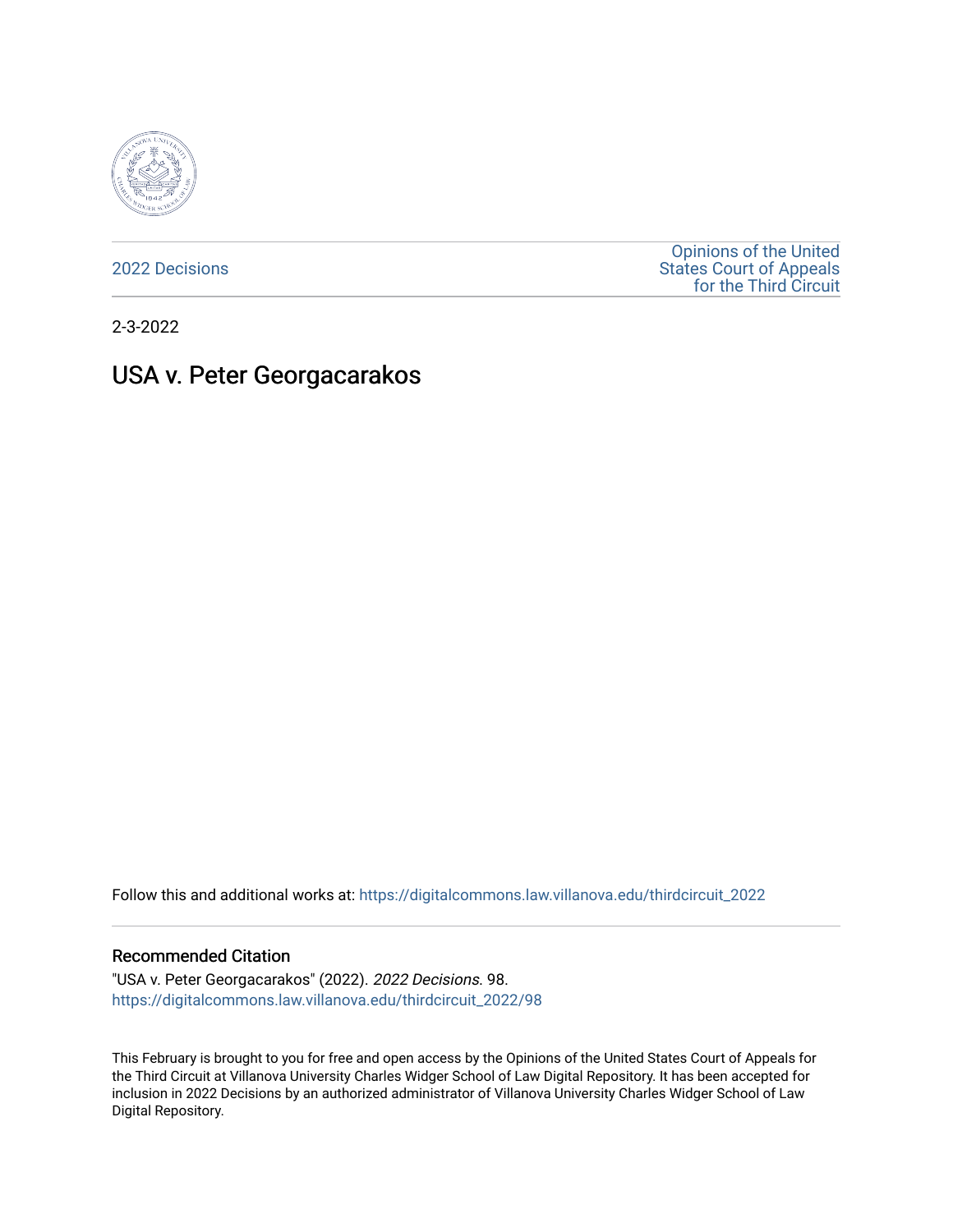2022 Decisions

Opinions of the United States Court of Appeals for the Third Circuit

2-3-2022

# USA v. Peter Georgacarakos

Follow this and additional works at: https://digitalcommons.law.villanova.edu/thirdcircuit_2022

## Recommended Citation

"USA v. Peter Georgacarakos" (2022). *2022 Decisions*. 98.
https://digitalcommons.law.villanova.edu/thirdcircuit_2022/98

This February is brought to you for free and open access by the Opinions of the United States Court of Appeals for the Third Circuit at Villanova University Charles Widger School of Law Digital Repository. It has been accepted for inclusion in 2022 Decisions by an authorized administrator of Villanova University Charles Widger School of Law Digital Repository.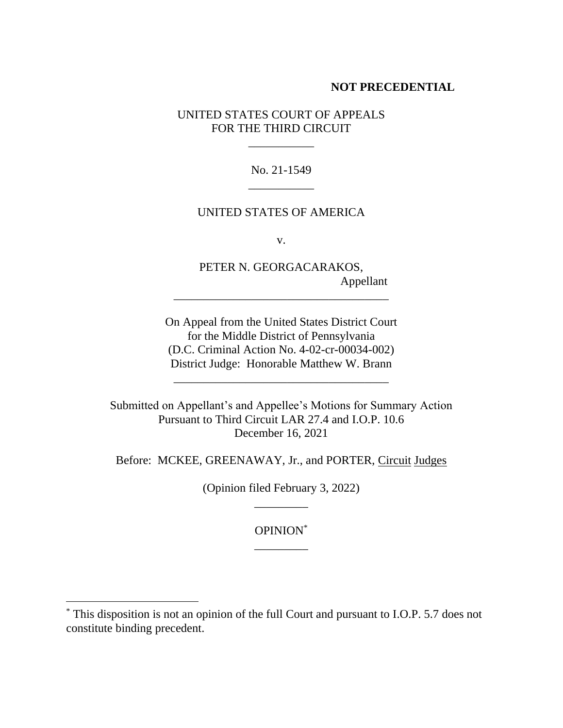**NOT PRECEDENTIAL**

UNITED STATES COURT OF APPEALS
FOR THE THIRD CIRCUIT

\_\_\_\_\_\_\_\_\_\_\_

No. 21-1549

\_\_\_\_\_\_\_\_\_\_\_

UNITED STATES OF AMERICA

v.

PETER N. GEORGACARAKOS,
Appellant

\_\_\_\_\_\_\_\_\_\_\_\_\_\_\_\_\_\_\_\_\_\_\_\_\_\_\_\_\_\_\_\_\_\_\_\_

On Appeal from the United States District Court
for the Middle District of Pennsylvania
(D.C. Criminal Action No. 4-02-cr-00034-002)
District Judge: Honorable Matthew W. Brann

\_\_\_\_\_\_\_\_\_\_\_\_\_\_\_\_\_\_\_\_\_\_\_\_\_\_\_\_\_\_\_\_\_\_\_\_

Submitted on Appellant's and Appellee's Motions for Summary Action
Pursuant to Third Circuit LAR 27.4 and I.O.P. 10.6
December 16, 2021

Before: MCKEE, GREENAWAY, Jr., and PORTER, Circuit Judges

(Opinion filed February 3, 2022)

\_\_\_\_\_\_\_\_\_

OPINION[*]

\_\_\_\_\_\_\_\_\_

[*] This disposition is not an opinion of the full Court and pursuant to I.O.P. 5.7 does not constitute binding precedent.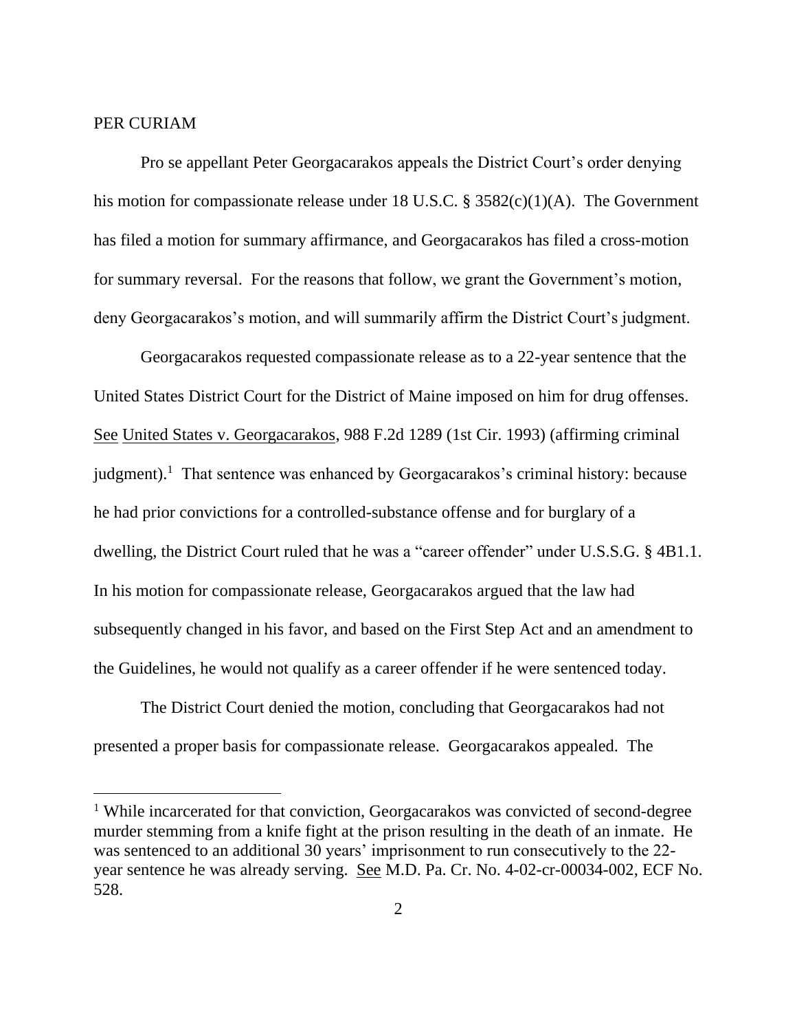PER CURIAM

Pro se appellant Peter Georgacarakos appeals the District Court's order denying his motion for compassionate release under 18 U.S.C. § 3582(c)(1)(A). The Government has filed a motion for summary affirmance, and Georgacarakos has filed a cross-motion for summary reversal. For the reasons that follow, we grant the Government's motion, deny Georgacarakos's motion, and will summarily affirm the District Court's judgment.

Georgacarakos requested compassionate release as to a 22-year sentence that the United States District Court for the District of Maine imposed on him for drug offenses. See United States v. Georgacarakos, 988 F.2d 1289 (1st Cir. 1993) (affirming criminal judgment).[1] That sentence was enhanced by Georgacarakos's criminal history: because he had prior convictions for a controlled-substance offense and for burglary of a dwelling, the District Court ruled that he was a "career offender" under U.S.S.G. § 4B1.1. In his motion for compassionate release, Georgacarakos argued that the law had subsequently changed in his favor, and based on the First Step Act and an amendment to the Guidelines, he would not qualify as a career offender if he were sentenced today.

The District Court denied the motion, concluding that Georgacarakos had not presented a proper basis for compassionate release. Georgacarakos appealed. The

[1] While incarcerated for that conviction, Georgacarakos was convicted of second-degree murder stemming from a knife fight at the prison resulting in the death of an inmate. He was sentenced to an additional 30 years' imprisonment to run consecutively to the 22-year sentence he was already serving. See M.D. Pa. Cr. No. 4-02-cr-00034-002, ECF No. 528.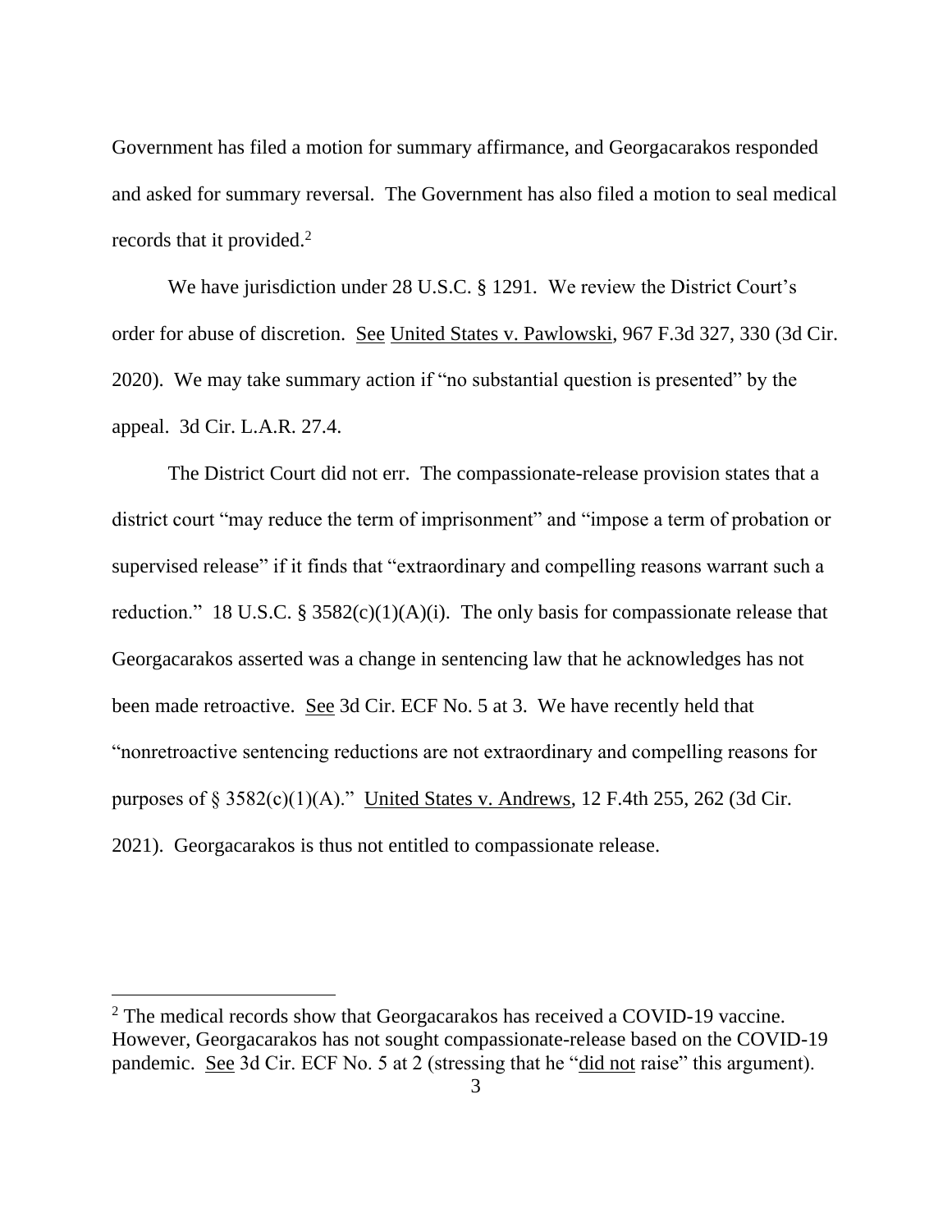Government has filed a motion for summary affirmance, and Georgacarakos responded and asked for summary reversal. The Government has also filed a motion to seal medical records that it provided.[2]

We have jurisdiction under 28 U.S.C. § 1291. We review the District Court's order for abuse of discretion. See United States v. Pawlowski, 967 F.3d 327, 330 (3d Cir. 2020). We may take summary action if "no substantial question is presented" by the appeal. 3d Cir. L.A.R. 27.4.

The District Court did not err. The compassionate-release provision states that a district court "may reduce the term of imprisonment" and "impose a term of probation or supervised release" if it finds that "extraordinary and compelling reasons warrant such a reduction." 18 U.S.C. § 3582(c)(1)(A)(i). The only basis for compassionate release that Georgacarakos asserted was a change in sentencing law that he acknowledges has not been made retroactive. See 3d Cir. ECF No. 5 at 3. We have recently held that "nonretroactive sentencing reductions are not extraordinary and compelling reasons for purposes of § 3582(c)(1)(A)." United States v. Andrews, 12 F.4th 255, 262 (3d Cir. 2021). Georgacarakos is thus not entitled to compassionate release.

---

[2] The medical records show that Georgacarakos has received a COVID-19 vaccine. However, Georgacarakos has not sought compassionate-release based on the COVID-19 pandemic. See 3d Cir. ECF No. 5 at 2 (stressing that he "did not raise" this argument).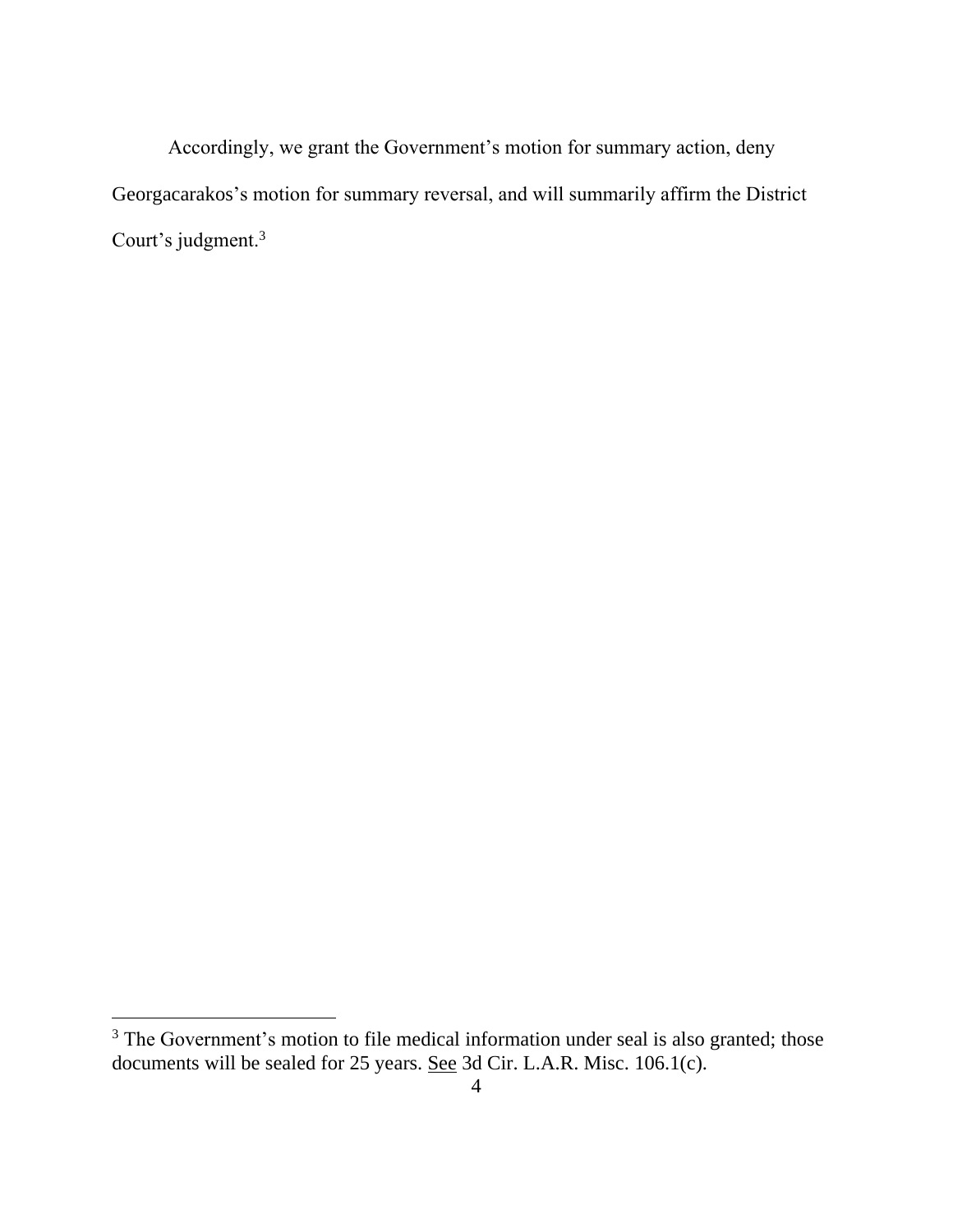Accordingly, we grant the Government's motion for summary action, deny Georgacarakos's motion for summary reversal, and will summarily affirm the District Court's judgment.[3]

[3] The Government's motion to file medical information under seal is also granted; those documents will be sealed for 25 years. See 3d Cir. L.A.R. Misc. 106.1(c).